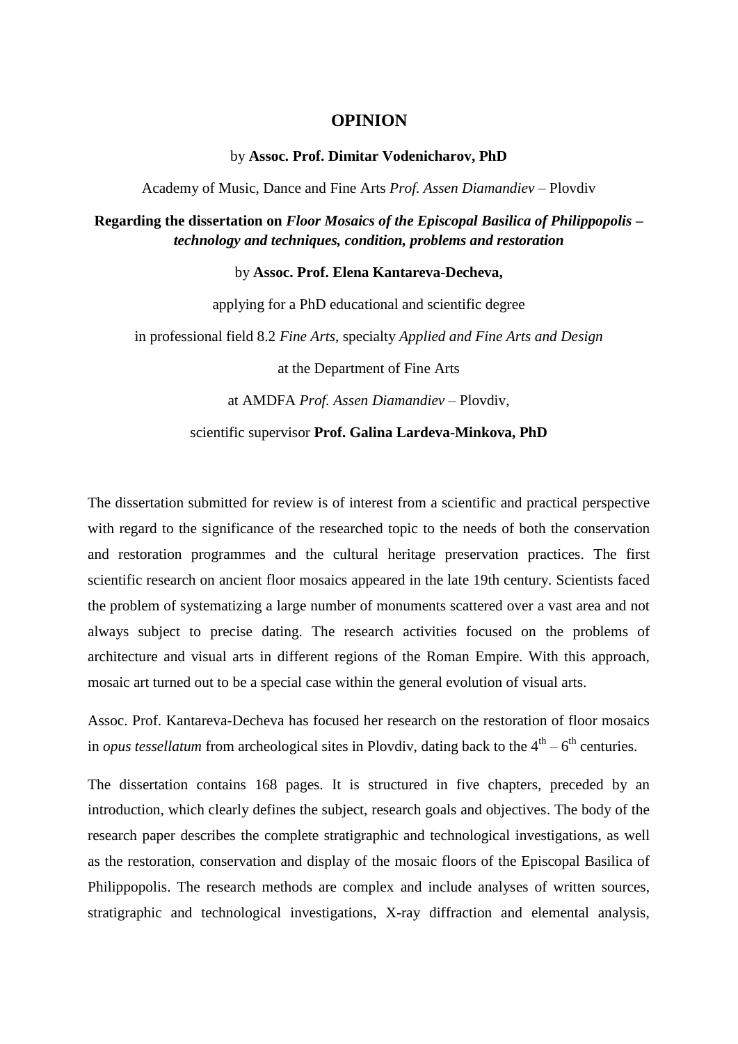# OPINION

by **Assoc. Prof. Dimitar Vodenicharov, PhD**

Academy of Music, Dance and Fine Arts *Prof. Assen Diamandiev* – Plovdiv

**Regarding the dissertation on *Floor Mosaics of the Episcopal Basilica of Philippopolis – technology and techniques, condition, problems and restoration***

by **Assoc. Prof. Elena Kantareva-Decheva,**

applying for a PhD educational and scientific degree

in professional field 8.2 *Fine Arts*, specialty *Applied and Fine Arts and Design*

at the Department of Fine Arts

at AMDFA *Prof. Assen Diamandiev* – Plovdiv,

scientific supervisor **Prof. Galina Lardeva-Minkova, PhD**

The dissertation submitted for review is of interest from a scientific and practical perspective with regard to the significance of the researched topic to the needs of both the conservation and restoration programmes and the cultural heritage preservation practices. The first scientific research on ancient floor mosaics appeared in the late 19th century. Scientists faced the problem of systematizing a large number of monuments scattered over a vast area and not always subject to precise dating. The research activities focused on the problems of architecture and visual arts in different regions of the Roman Empire. With this approach, mosaic art turned out to be a special case within the general evolution of visual arts.

Assoc. Prof. Kantareva-Decheva has focused her research on the restoration of floor mosaics in *opus tessellatum* from archeological sites in Plovdiv, dating back to the 4th – 6th centuries.

The dissertation contains 168 pages. It is structured in five chapters, preceded by an introduction, which clearly defines the subject, research goals and objectives. The body of the research paper describes the complete stratigraphic and technological investigations, as well as the restoration, conservation and display of the mosaic floors of the Episcopal Basilica of Philippopolis. The research methods are complex and include analyses of written sources, stratigraphic and technological investigations, X-ray diffraction and elemental analysis,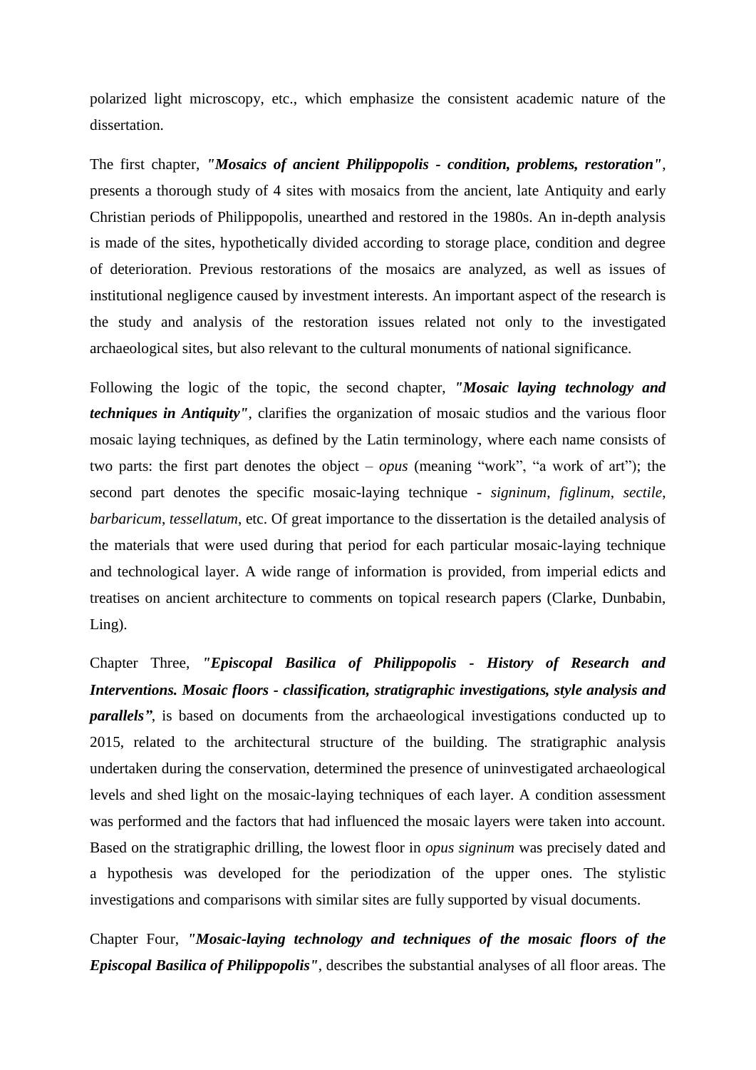polarized light microscopy, etc., which emphasize the consistent academic nature of the dissertation.

The first chapter, ***"Mosaics of ancient Philippopolis - condition, problems, restoration"***, presents a thorough study of 4 sites with mosaics from the ancient, late Antiquity and early Christian periods of Philippopolis, unearthed and restored in the 1980s. An in-depth analysis is made of the sites, hypothetically divided according to storage place, condition and degree of deterioration. Previous restorations of the mosaics are analyzed, as well as issues of institutional negligence caused by investment interests. An important aspect of the research is the study and analysis of the restoration issues related not only to the investigated archaeological sites, but also relevant to the cultural monuments of national significance.

Following the logic of the topic, the second chapter, ***"Mosaic laying technology and techniques in Antiquity"***, clarifies the organization of mosaic studios and the various floor mosaic laying techniques, as defined by the Latin terminology, where each name consists of two parts: the first part denotes the object – *opus* (meaning "work", "a work of art"); the second part denotes the specific mosaic-laying technique - *signinum*, *figlinum*, *sectile*, *barbaricum*, *tessellatum*, etc. Of great importance to the dissertation is the detailed analysis of the materials that were used during that period for each particular mosaic-laying technique and technological layer. A wide range of information is provided, from imperial edicts and treatises on ancient architecture to comments on topical research papers (Clarke, Dunbabin, Ling).

Chapter Three, ***"Episcopal Basilica of Philippopolis - History of Research and Interventions. Mosaic floors - classification, stratigraphic investigations, style analysis and parallels"***, is based on documents from the archaeological investigations conducted up to 2015, related to the architectural structure of the building. The stratigraphic analysis undertaken during the conservation, determined the presence of uninvestigated archaeological levels and shed light on the mosaic-laying techniques of each layer. A condition assessment was performed and the factors that had influenced the mosaic layers were taken into account. Based on the stratigraphic drilling, the lowest floor in *opus signinum* was precisely dated and a hypothesis was developed for the periodization of the upper ones. The stylistic investigations and comparisons with similar sites are fully supported by visual documents.

Chapter Four, ***"Mosaic-laying technology and techniques of the mosaic floors of the Episcopal Basilica of Philippopolis"***, describes the substantial analyses of all floor areas. The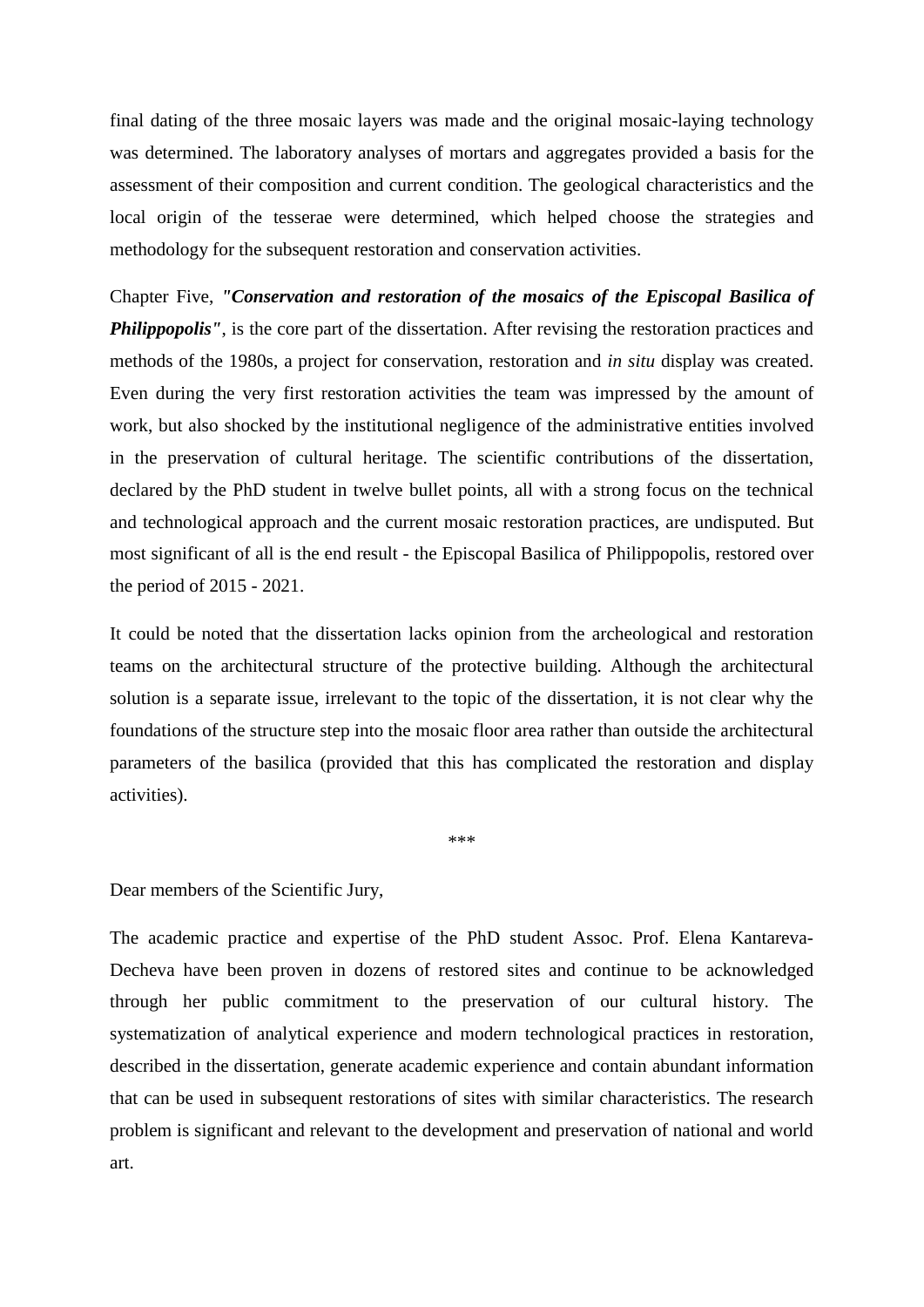final dating of the three mosaic layers was made and the original mosaic-laying technology was determined. The laboratory analyses of mortars and aggregates provided a basis for the assessment of their composition and current condition. The geological characteristics and the local origin of the tesserae were determined, which helped choose the strategies and methodology for the subsequent restoration and conservation activities.

Chapter Five, ***"Conservation and restoration of the mosaics of the Episcopal Basilica of Philippopolis"***, is the core part of the dissertation. After revising the restoration practices and methods of the 1980s, a project for conservation, restoration and *in situ* display was created. Even during the very first restoration activities the team was impressed by the amount of work, but also shocked by the institutional negligence of the administrative entities involved in the preservation of cultural heritage. The scientific contributions of the dissertation, declared by the PhD student in twelve bullet points, all with a strong focus on the technical and technological approach and the current mosaic restoration practices, are undisputed. But most significant of all is the end result - the Episcopal Basilica of Philippopolis, restored over the period of 2015 - 2021.

It could be noted that the dissertation lacks opinion from the archeological and restoration teams on the architectural structure of the protective building. Although the architectural solution is a separate issue, irrelevant to the topic of the dissertation, it is not clear why the foundations of the structure step into the mosaic floor area rather than outside the architectural parameters of the basilica (provided that this has complicated the restoration and display activities).

***

Dear members of the Scientific Jury,

The academic practice and expertise of the PhD student Assoc. Prof. Elena Kantareva-Decheva have been proven in dozens of restored sites and continue to be acknowledged through her public commitment to the preservation of our cultural history. The systematization of analytical experience and modern technological practices in restoration, described in the dissertation, generate academic experience and contain abundant information that can be used in subsequent restorations of sites with similar characteristics. The research problem is significant and relevant to the development and preservation of national and world art.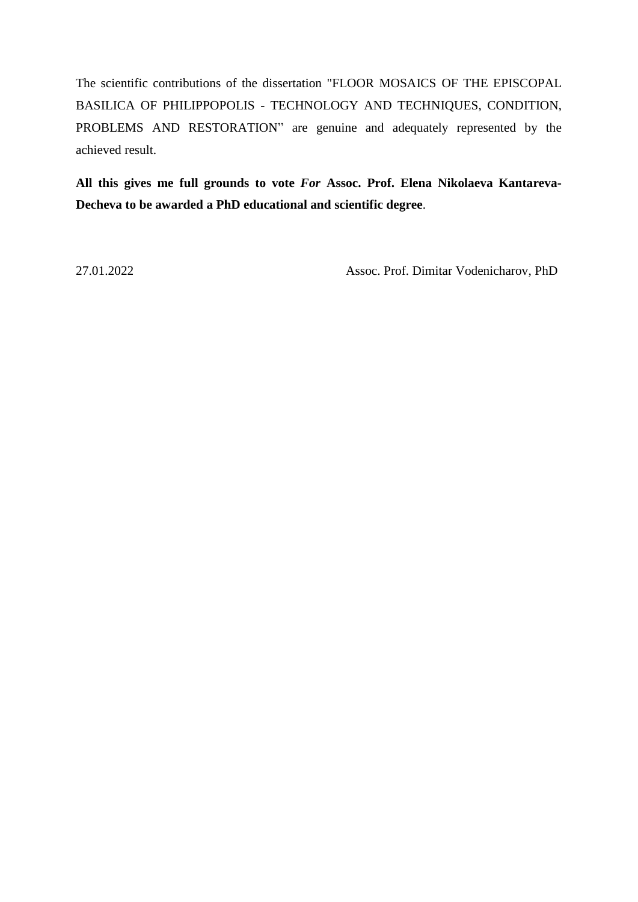The scientific contributions of the dissertation "FLOOR MOSAICS OF THE EPISCOPAL BASILICA OF PHILIPPOPOLIS - TECHNOLOGY AND TECHNIQUES, CONDITION, PROBLEMS AND RESTORATION" are genuine and adequately represented by the achieved result.

**All this gives me full grounds to vote *For* Assoc. Prof. Elena Nikolaeva Kantareva-Decheva to be awarded a PhD educational and scientific degree**.

27.01.2022 Assoc. Prof. Dimitar Vodenicharov, PhD